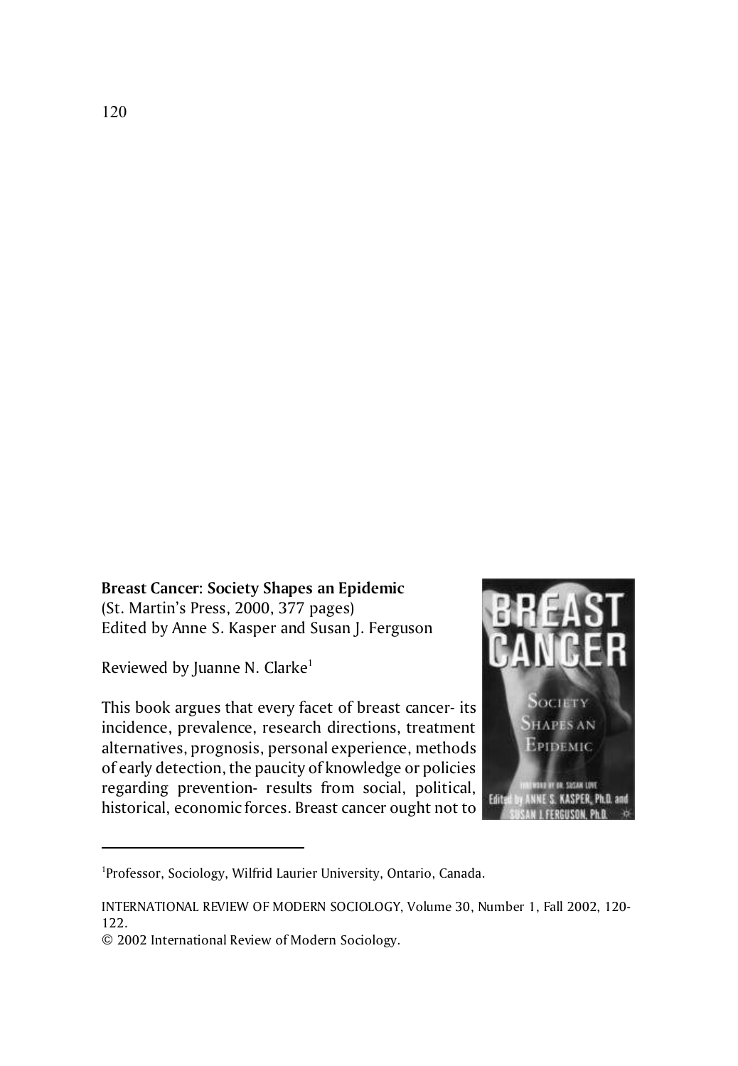**Breast Cancer: Society Shapes an Epidemic**
(St. Martin's Press, 2000, 377 pages)
Edited by Anne S. Kasper and Susan J. Ferguson

Reviewed by Juanne N. Clarke[1]

This book argues that every facet of breast cancer- its incidence, prevalence, research directions, treatment alternatives, prognosis, personal experience, methods of early detection, the paucity of knowledge or policies regarding prevention- results from social, political, historical, economic forces. Breast cancer ought not to

---

[1]Professor, Sociology, Wilfrid Laurier University, Ontario, Canada.

INTERNATIONAL REVIEW OF MODERN SOCIOLOGY, Volume 30, Number 1, Fall 2002, 120-122.
© 2002 International Review of Modern Sociology.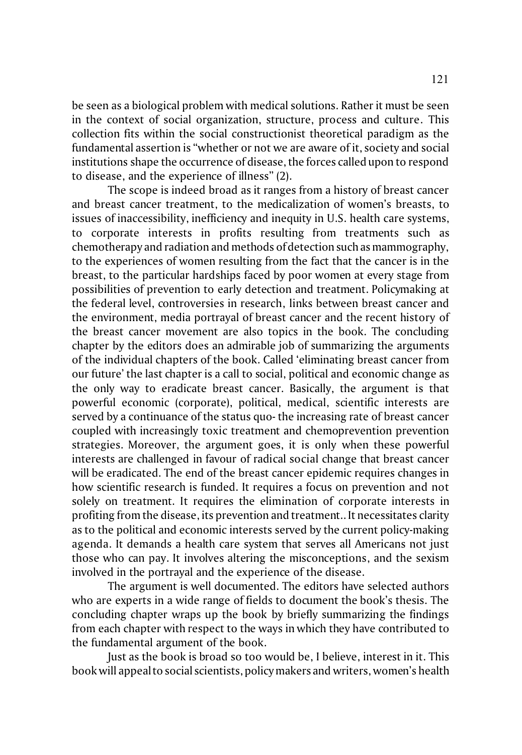be seen as a biological problem with medical solutions. Rather it must be seen in the context of social organization, structure, process and culture. This collection fits within the social constructionist theoretical paradigm as the fundamental assertion is "whether or not we are aware of it, society and social institutions shape the occurrence of disease, the forces called upon to respond to disease, and the experience of illness" (2).

The scope is indeed broad as it ranges from a history of breast cancer and breast cancer treatment, to the medicalization of women's breasts, to issues of inaccessibility, inefficiency and inequity in U.S. health care systems, to corporate interests in profits resulting from treatments such as chemotherapy and radiation and methods of detection such as mammography, to the experiences of women resulting from the fact that the cancer is in the breast, to the particular hardships faced by poor women at every stage from possibilities of prevention to early detection and treatment. Policymaking at the federal level, controversies in research, links between breast cancer and the environment, media portrayal of breast cancer and the recent history of the breast cancer movement are also topics in the book. The concluding chapter by the editors does an admirable job of summarizing the arguments of the individual chapters of the book. Called 'eliminating breast cancer from our future' the last chapter is a call to social, political and economic change as the only way to eradicate breast cancer. Basically, the argument is that powerful economic (corporate), political, medical, scientific interests are served by a continuance of the status quo- the increasing rate of breast cancer coupled with increasingly toxic treatment and chemoprevention prevention strategies. Moreover, the argument goes, it is only when these powerful interests are challenged in favour of radical social change that breast cancer will be eradicated. The end of the breast cancer epidemic requires changes in how scientific research is funded. It requires a focus on prevention and not solely on treatment. It requires the elimination of corporate interests in profiting from the disease, its prevention and treatment.. It necessitates clarity as to the political and economic interests served by the current policy-making agenda. It demands a health care system that serves all Americans not just those who can pay. It involves altering the misconceptions, and the sexism involved in the portrayal and the experience of the disease.

The argument is well documented. The editors have selected authors who are experts in a wide range of fields to document the book's thesis. The concluding chapter wraps up the book by briefly summarizing the findings from each chapter with respect to the ways in which they have contributed to the fundamental argument of the book.

Just as the book is broad so too would be, I believe, interest in it. This book will appeal to social scientists, policy makers and writers, women's health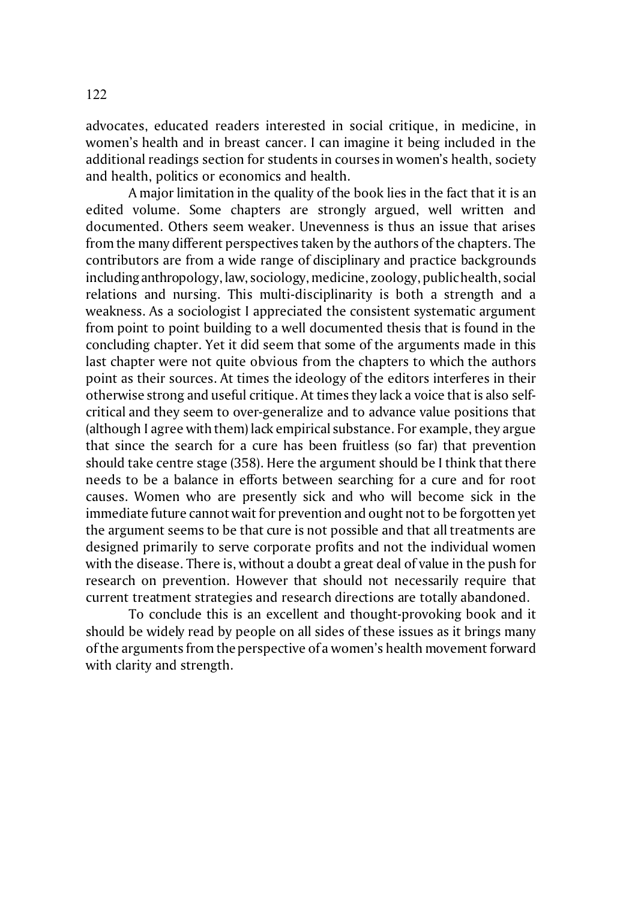advocates, educated readers interested in social critique, in medicine, in women's health and in breast cancer. I can imagine it being included in the additional readings section for students in courses in women's health, society and health, politics or economics and health.

A major limitation in the quality of the book lies in the fact that it is an edited volume. Some chapters are strongly argued, well written and documented. Others seem weaker. Unevenness is thus an issue that arises from the many different perspectives taken by the authors of the chapters. The contributors are from a wide range of disciplinary and practice backgrounds including anthropology, law, sociology, medicine, zoology, public health, social relations and nursing. This multi-disciplinarity is both a strength and a weakness. As a sociologist I appreciated the consistent systematic argument from point to point building to a well documented thesis that is found in the concluding chapter. Yet it did seem that some of the arguments made in this last chapter were not quite obvious from the chapters to which the authors point as their sources. At times the ideology of the editors interferes in their otherwise strong and useful critique. At times they lack a voice that is also self-critical and they seem to over-generalize and to advance value positions that (although I agree with them) lack empirical substance. For example, they argue that since the search for a cure has been fruitless (so far) that prevention should take centre stage (358). Here the argument should be I think that there needs to be a balance in efforts between searching for a cure and for root causes. Women who are presently sick and who will become sick in the immediate future cannot wait for prevention and ought not to be forgotten yet the argument seems to be that cure is not possible and that all treatments are designed primarily to serve corporate profits and not the individual women with the disease. There is, without a doubt a great deal of value in the push for research on prevention. However that should not necessarily require that current treatment strategies and research directions are totally abandoned.

To conclude this is an excellent and thought-provoking book and it should be widely read by people on all sides of these issues as it brings many of the arguments from the perspective of a women's health movement forward with clarity and strength.